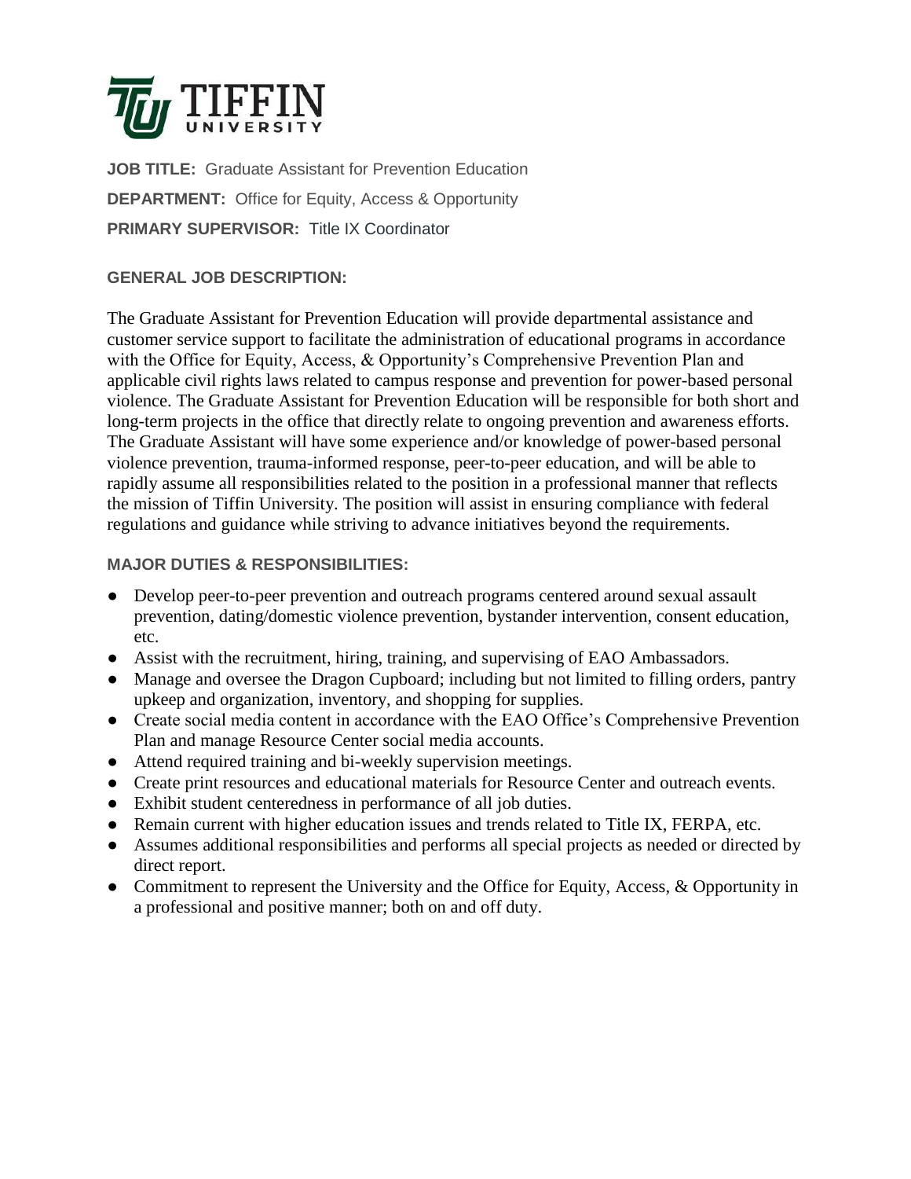**JOB TITLE:** Graduate Assistant for Prevention Education

**DEPARTMENT:** Office for Equity, Access & Opportunity

**PRIMARY SUPERVISOR:** Title IX Coordinator

**GENERAL JOB DESCRIPTION:**

The Graduate Assistant for Prevention Education will provide departmental assistance and customer service support to facilitate the administration of educational programs in accordance with the Office for Equity, Access, & Opportunity's Comprehensive Prevention Plan and applicable civil rights laws related to campus response and prevention for power-based personal violence. The Graduate Assistant for Prevention Education will be responsible for both short and long-term projects in the office that directly relate to ongoing prevention and awareness efforts. The Graduate Assistant will have some experience and/or knowledge of power-based personal violence prevention, trauma-informed response, peer-to-peer education, and will be able to rapidly assume all responsibilities related to the position in a professional manner that reflects the mission of Tiffin University. The position will assist in ensuring compliance with federal regulations and guidance while striving to advance initiatives beyond the requirements.

**MAJOR DUTIES & RESPONSIBILITIES:**

- Develop peer-to-peer prevention and outreach programs centered around sexual assault prevention, dating/domestic violence prevention, bystander intervention, consent education, etc.
- Assist with the recruitment, hiring, training, and supervising of EAO Ambassadors.
- Manage and oversee the Dragon Cupboard; including but not limited to filling orders, pantry upkeep and organization, inventory, and shopping for supplies.
- Create social media content in accordance with the EAO Office's Comprehensive Prevention Plan and manage Resource Center social media accounts.
- Attend required training and bi-weekly supervision meetings.
- Create print resources and educational materials for Resource Center and outreach events.
- Exhibit student centeredness in performance of all job duties.
- Remain current with higher education issues and trends related to Title IX, FERPA, etc.
- Assumes additional responsibilities and performs all special projects as needed or directed by direct report.
- Commitment to represent the University and the Office for Equity, Access, & Opportunity in a professional and positive manner; both on and off duty.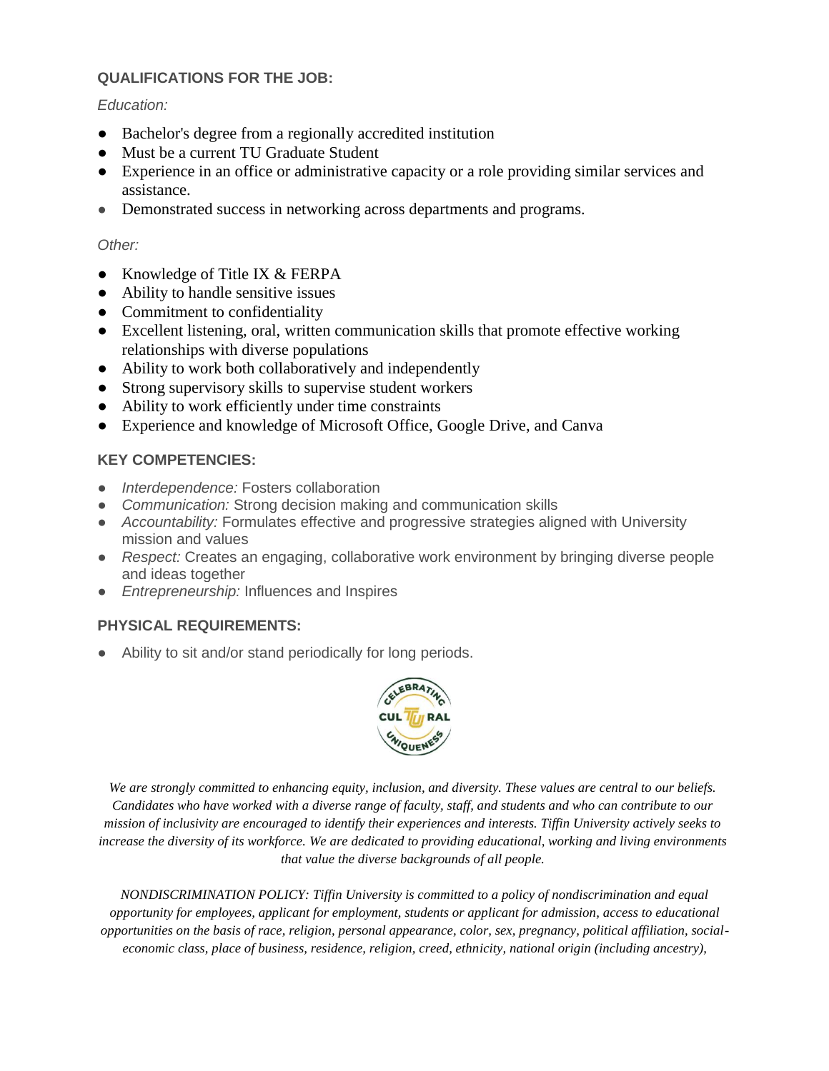**QUALIFICATIONS FOR THE JOB:**

*Education:*

- Bachelor's degree from a regionally accredited institution
- Must be a current TU Graduate Student
- Experience in an office or administrative capacity or a role providing similar services and assistance.
- Demonstrated success in networking across departments and programs.

*Other:*

- Knowledge of Title IX & FERPA
- Ability to handle sensitive issues
- Commitment to confidentiality
- Excellent listening, oral, written communication skills that promote effective working relationships with diverse populations
- Ability to work both collaboratively and independently
- Strong supervisory skills to supervise student workers
- Ability to work efficiently under time constraints
- Experience and knowledge of Microsoft Office, Google Drive, and Canva

**KEY COMPETENCIES:**

- *Interdependence:* Fosters collaboration
- *Communication:* Strong decision making and communication skills
- *Accountability:* Formulates effective and progressive strategies aligned with University mission and values
- *Respect:* Creates an engaging, collaborative work environment by bringing diverse people and ideas together
- *Entrepreneurship:* Influences and Inspires

**PHYSICAL REQUIREMENTS:**

- Ability to sit and/or stand periodically for long periods.

*We are strongly committed to enhancing equity, inclusion, and diversity. These values are central to our beliefs. Candidates who have worked with a diverse range of faculty, staff, and students and who can contribute to our mission of inclusivity are encouraged to identify their experiences and interests. Tiffin University actively seeks to increase the diversity of its workforce. We are dedicated to providing educational, working and living environments that value the diverse backgrounds of all people.*

*NONDISCRIMINATION POLICY: Tiffin University is committed to a policy of nondiscrimination and equal opportunity for employees, applicant for employment, students or applicant for admission, access to educational opportunities on the basis of race, religion, personal appearance, color, sex, pregnancy, political affiliation, social-economic class, place of business, residence, religion, creed, ethnicity, national origin (including ancestry),*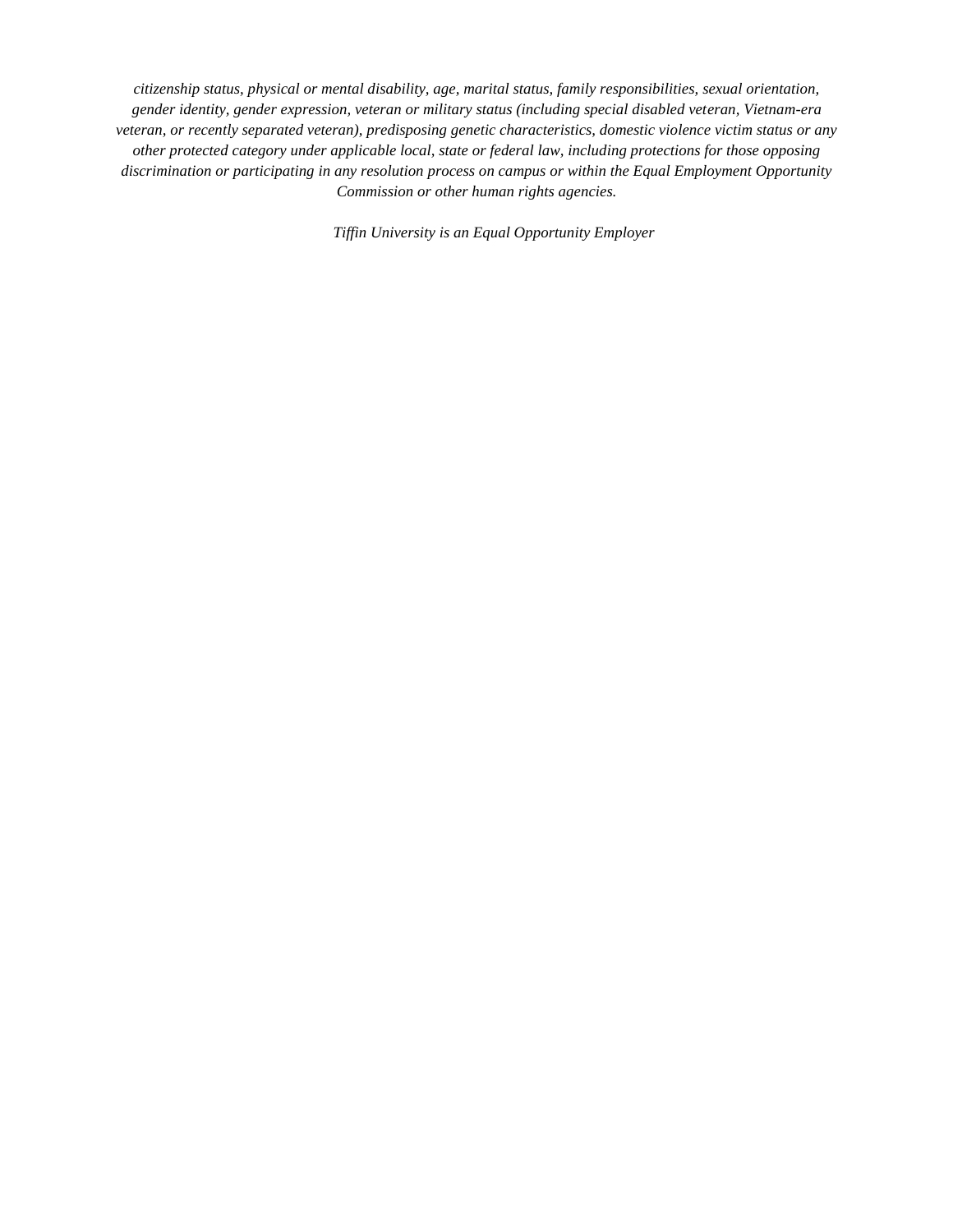*citizenship status, physical or mental disability, age, marital status, family responsibilities, sexual orientation, gender identity, gender expression, veteran or military status (including special disabled veteran, Vietnam-era veteran, or recently separated veteran), predisposing genetic characteristics, domestic violence victim status or any other protected category under applicable local, state or federal law, including protections for those opposing discrimination or participating in any resolution process on campus or within the Equal Employment Opportunity Commission or other human rights agencies.*

*Tiffin University is an Equal Opportunity Employer*